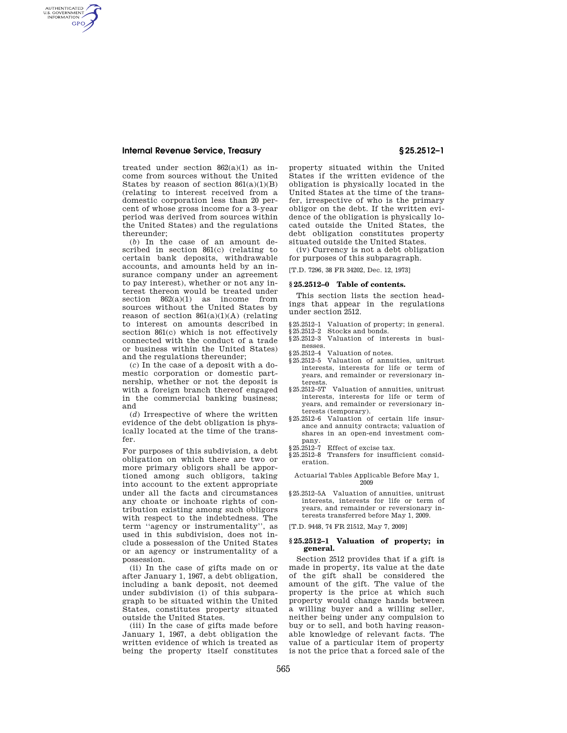treated under section 862(a)(1) as income from sources without the United States by reason of section 861(a)(1)(B) (relating to interest received from a domestic corporation less than 20 percent of whose gross income for a 3–year period was derived from sources within the United States) and the regulations thereunder;

(*b*) In the case of an amount described in section 861(c) (relating to certain bank deposits, withdrawable accounts, and amounts held by an insurance company under an agreement to pay interest), whether or not any interest thereon would be treated under section 862(a)(1) as income from sources without the United States by reason of section 861(a)(1)(A) (relating to interest on amounts described in section 861(c) which is not effectively connected with the conduct of a trade or business within the United States) and the regulations thereunder;

(*c*) In the case of a deposit with a domestic corporation or domestic partnership, whether or not the deposit is with a foreign branch thereof engaged in the commercial banking business; and

(*d*) Irrespective of where the written evidence of the debt obligation is physically located at the time of the transfer.

For purposes of this subdivision, a debt obligation on which there are two or more primary obligors shall be apportioned among such obligors, taking into account to the extent appropriate under all the facts and circumstances any choate or inchoate rights of contribution existing among such obligors with respect to the indebtedness. The term ''agency or instrumentality'', as used in this subdivision, does not include a possession of the United States or an agency or instrumentality of a possession.

(ii) In the case of gifts made on or after January 1, 1967, a debt obligation, including a bank deposit, not deemed under subdivision (i) of this subparagraph to be situated within the United States, constitutes property situated outside the United States.

(iii) In the case of gifts made before January 1, 1967, a debt obligation the written evidence of which is treated as being the property itself constitutes property situated within the United States if the written evidence of the obligation is physically located in the United States at the time of the transfer, irrespective of who is the primary obligor on the debt. If the written evidence of the obligation is physically located outside the United States, the debt obligation constitutes property situated outside the United States.

(iv) Currency is not a debt obligation for purposes of this subparagraph.

[T.D. 7296, 38 FR 34202, Dec. 12, 1973]

## § 25.2512–0 Table of contents.

This section lists the section headings that appear in the regulations under section 2512.

§ 25.2512–1 Valuation of property; in general.
§ 25.2512–2 Stocks and bonds.
§ 25.2512–3 Valuation of interests in businesses.
§ 25.2512–4 Valuation of notes.
§ 25.2512–5 Valuation of annuities, unitrust interests, interests for life or term of years, and remainder or reversionary interests.
§ 25.2512–5T Valuation of annuities, unitrust interests, interests for life or term of years, and remainder or reversionary interests (temporary).
§ 25.2512–6 Valuation of certain life insurance and annuity contracts; valuation of shares in an open-end investment company.
§ 25.2512–7 Effect of excise tax.
§ 25.2512–8 Transfers for insufficient consideration.

Actuarial Tables Applicable Before May 1, 2009

§ 25.2512–5A Valuation of annuities, unitrust interests, interests for life or term of years, and remainder or reversionary interests transferred before May 1, 2009.

[T.D. 9448, 74 FR 21512, May 7, 2009]

## § 25.2512–1 Valuation of property; in general.

Section 2512 provides that if a gift is made in property, its value at the date of the gift shall be considered the amount of the gift. The value of the property is the price at which such property would change hands between a willing buyer and a willing seller, neither being under any compulsion to buy or to sell, and both having reasonable knowledge of relevant facts. The value of a particular item of property is not the price that a forced sale of the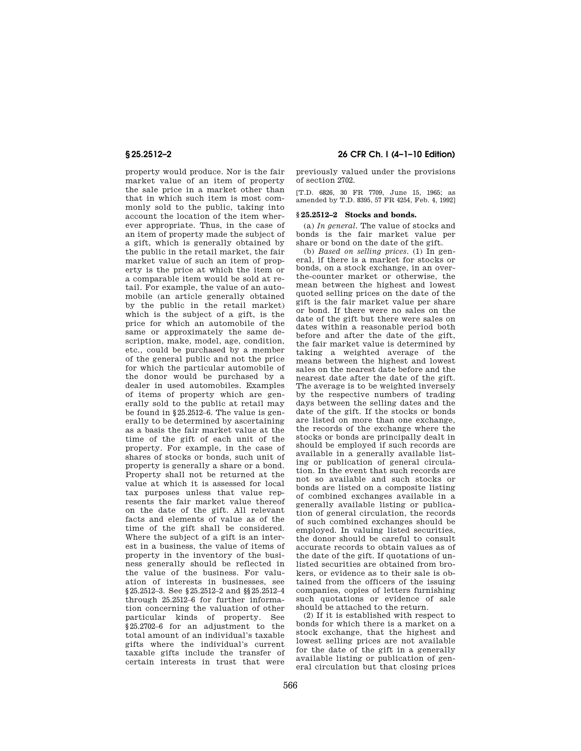property would produce. Nor is the fair market value of an item of property the sale price in a market other than that in which such item is most commonly sold to the public, taking into account the location of the item wherever appropriate. Thus, in the case of an item of property made the subject of a gift, which is generally obtained by the public in the retail market, the fair market value of such an item of property is the price at which the item or a comparable item would be sold at retail. For example, the value of an automobile (an article generally obtained by the public in the retail market) which is the subject of a gift, is the price for which an automobile of the same or approximately the same description, make, model, age, condition, etc., could be purchased by a member of the general public and not the price for which the particular automobile of the donor would be purchased by a dealer in used automobiles. Examples of items of property which are generally sold to the public at retail may be found in §25.2512–6. The value is generally to be determined by ascertaining as a basis the fair market value at the time of the gift of each unit of the property. For example, in the case of shares of stocks or bonds, such unit of property is generally a share or a bond. Property shall not be returned at the value at which it is assessed for local tax purposes unless that value represents the fair market value thereof on the date of the gift. All relevant facts and elements of value as of the time of the gift shall be considered. Where the subject of a gift is an interest in a business, the value of items of property in the inventory of the business generally should be reflected in the value of the business. For valuation of interests in businesses, see §25.2512–3. See §25.2512–2 and §§25.2512–4 through 25.2512–6 for further information concerning the valuation of other particular kinds of property. See §25.2702–6 for an adjustment to the total amount of an individual's taxable gifts where the individual's current taxable gifts include the transfer of certain interests in trust that were previously valued under the provisions of section 2702.

[T.D. 6826, 30 FR 7709, June 15, 1965; as amended by T.D. 8395, 57 FR 4254, Feb. 4, 1992]

### §25.2512–2 Stocks and bonds.

(a) *In general.* The value of stocks and bonds is the fair market value per share or bond on the date of the gift.

(b) *Based on selling prices.* (1) In general, if there is a market for stocks or bonds, on a stock exchange, in an over-the-counter market or otherwise, the mean between the highest and lowest quoted selling prices on the date of the gift is the fair market value per share or bond. If there were no sales on the date of the gift but there were sales on dates within a reasonable period both before and after the date of the gift, the fair market value is determined by taking a weighted average of the means between the highest and lowest sales on the nearest date before and the nearest date after the date of the gift. The average is to be weighted inversely by the respective numbers of trading days between the selling dates and the date of the gift. If the stocks or bonds are listed on more than one exchange, the records of the exchange where the stocks or bonds are principally dealt in should be employed if such records are available in a generally available listing or publication of general circulation. In the event that such records are not so available and such stocks or bonds are listed on a composite listing of combined exchanges available in a generally available listing or publication of general circulation, the records of such combined exchanges should be employed. In valuing listed securities, the donor should be careful to consult accurate records to obtain values as of the date of the gift. If quotations of unlisted securities are obtained from brokers, or evidence as to their sale is obtained from the officers of the issuing companies, copies of letters furnishing such quotations or evidence of sale should be attached to the return.

(2) If it is established with respect to bonds for which there is a market on a stock exchange, that the highest and lowest selling prices are not available for the date of the gift in a generally available listing or publication of general circulation but that closing prices